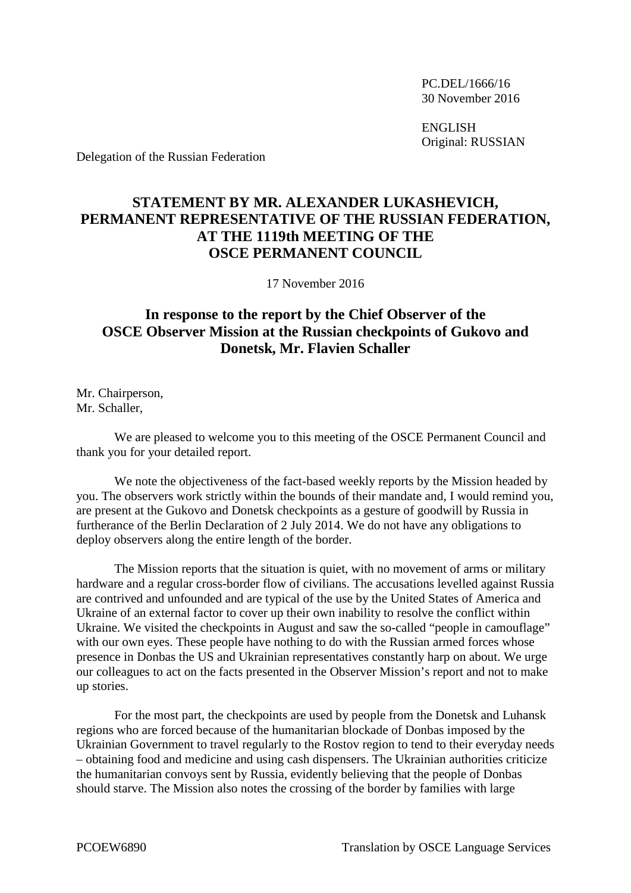PC.DEL/1666/16
30 November 2016

ENGLISH
Original: RUSSIAN

Delegation of the Russian Federation

# STATEMENT BY MR. ALEXANDER LUKASHEVICH, PERMANENT REPRESENTATIVE OF THE RUSSIAN FEDERATION, AT THE 1119th MEETING OF THE OSCE PERMANENT COUNCIL

17 November 2016

## In response to the report by the Chief Observer of the OSCE Observer Mission at the Russian checkpoints of Gukovo and Donetsk, Mr. Flavien Schaller

Mr. Chairperson,
Mr. Schaller,

We are pleased to welcome you to this meeting of the OSCE Permanent Council and thank you for your detailed report.

We note the objectiveness of the fact-based weekly reports by the Mission headed by you. The observers work strictly within the bounds of their mandate and, I would remind you, are present at the Gukovo and Donetsk checkpoints as a gesture of goodwill by Russia in furtherance of the Berlin Declaration of 2 July 2014. We do not have any obligations to deploy observers along the entire length of the border.

The Mission reports that the situation is quiet, with no movement of arms or military hardware and a regular cross-border flow of civilians. The accusations levelled against Russia are contrived and unfounded and are typical of the use by the United States of America and Ukraine of an external factor to cover up their own inability to resolve the conflict within Ukraine. We visited the checkpoints in August and saw the so-called "people in camouflage" with our own eyes. These people have nothing to do with the Russian armed forces whose presence in Donbas the US and Ukrainian representatives constantly harp on about. We urge our colleagues to act on the facts presented in the Observer Mission's report and not to make up stories.

For the most part, the checkpoints are used by people from the Donetsk and Luhansk regions who are forced because of the humanitarian blockade of Donbas imposed by the Ukrainian Government to travel regularly to the Rostov region to tend to their everyday needs – obtaining food and medicine and using cash dispensers. The Ukrainian authorities criticize the humanitarian convoys sent by Russia, evidently believing that the people of Donbas should starve. The Mission also notes the crossing of the border by families with large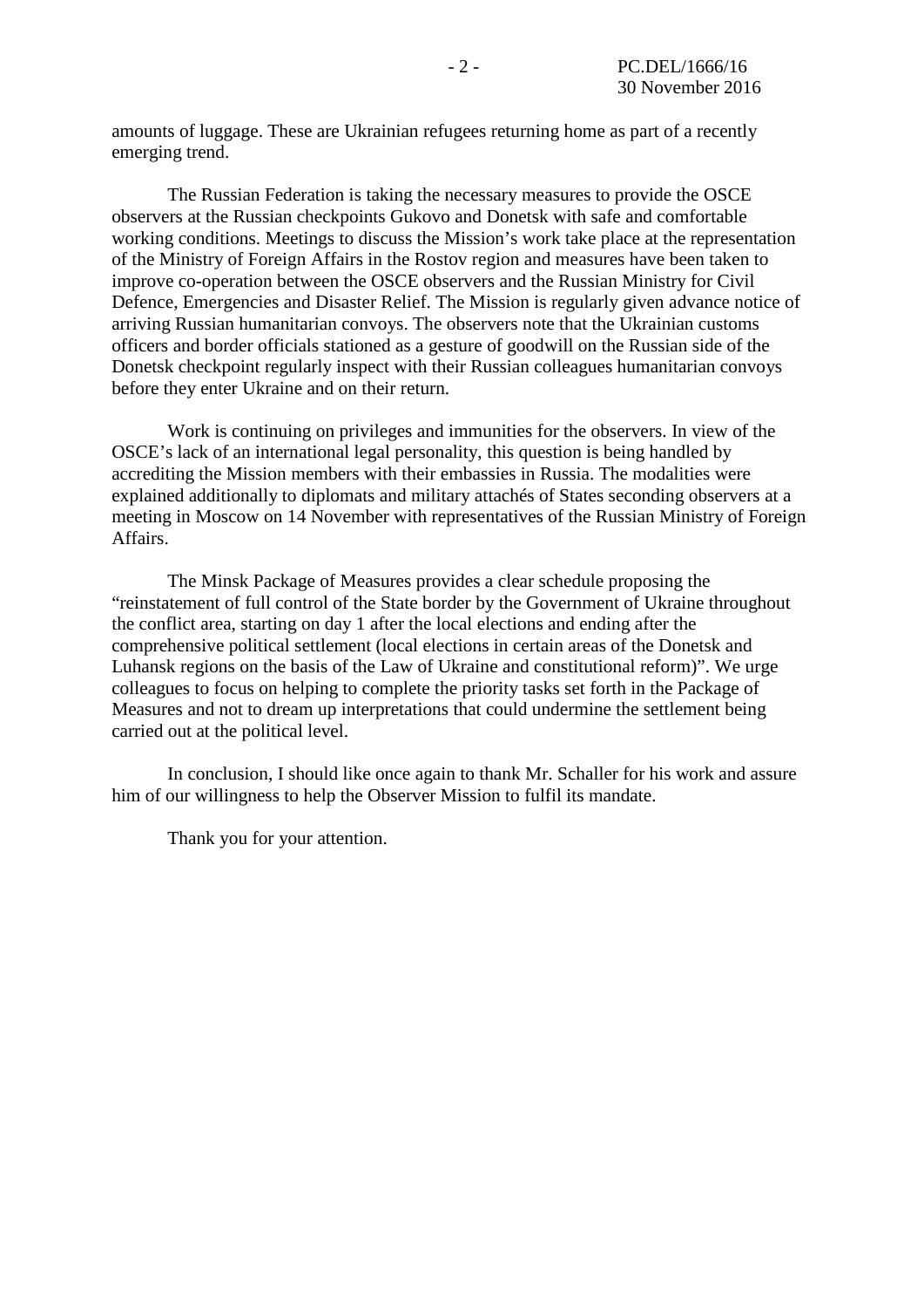amounts of luggage. These are Ukrainian refugees returning home as part of a recently emerging trend.

The Russian Federation is taking the necessary measures to provide the OSCE observers at the Russian checkpoints Gukovo and Donetsk with safe and comfortable working conditions. Meetings to discuss the Mission's work take place at the representation of the Ministry of Foreign Affairs in the Rostov region and measures have been taken to improve co-operation between the OSCE observers and the Russian Ministry for Civil Defence, Emergencies and Disaster Relief. The Mission is regularly given advance notice of arriving Russian humanitarian convoys. The observers note that the Ukrainian customs officers and border officials stationed as a gesture of goodwill on the Russian side of the Donetsk checkpoint regularly inspect with their Russian colleagues humanitarian convoys before they enter Ukraine and on their return.

Work is continuing on privileges and immunities for the observers. In view of the OSCE's lack of an international legal personality, this question is being handled by accrediting the Mission members with their embassies in Russia. The modalities were explained additionally to diplomats and military attachés of States seconding observers at a meeting in Moscow on 14 November with representatives of the Russian Ministry of Foreign Affairs.

The Minsk Package of Measures provides a clear schedule proposing the "reinstatement of full control of the State border by the Government of Ukraine throughout the conflict area, starting on day 1 after the local elections and ending after the comprehensive political settlement (local elections in certain areas of the Donetsk and Luhansk regions on the basis of the Law of Ukraine and constitutional reform)". We urge colleagues to focus on helping to complete the priority tasks set forth in the Package of Measures and not to dream up interpretations that could undermine the settlement being carried out at the political level.

In conclusion, I should like once again to thank Mr. Schaller for his work and assure him of our willingness to help the Observer Mission to fulfil its mandate.

Thank you for your attention.